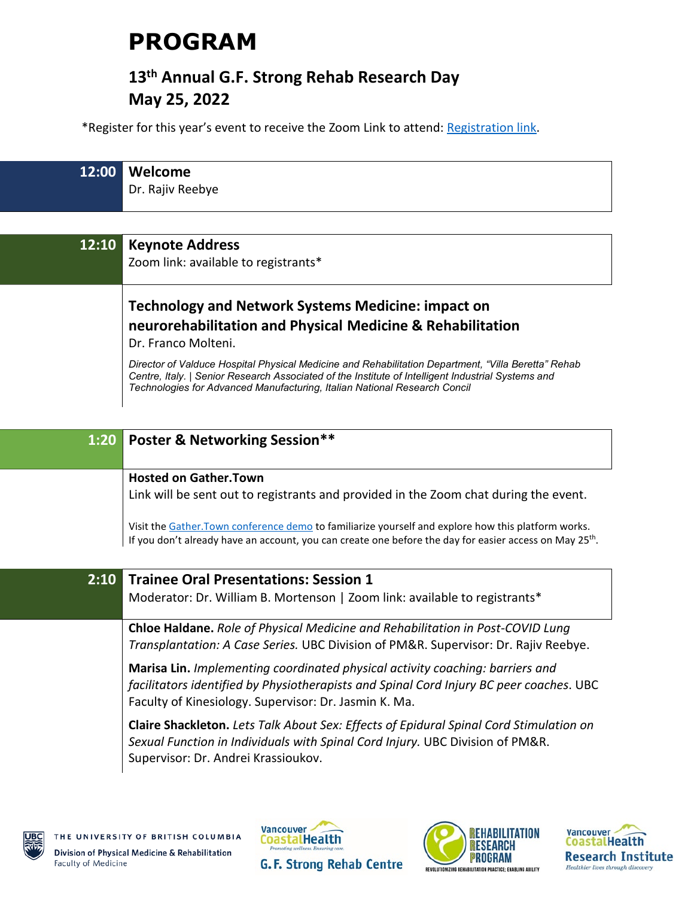# PROGRAM

## 13th Annual G.F. Strong Rehab Research Day
## May 25, 2022

*Register for this year's event to receive the Zoom Link to attend: [Registration link](#).

---

**12:00** **Welcome**

Dr. Rajiv Reebye

---

**12:10** **Keynote Address**

Zoom link: available to registrants*

**Technology and Network Systems Medicine: impact on neurorehabilitation and Physical Medicine & Rehabilitation**

Dr. Franco Molteni.

*Director of Valduce Hospital Physical Medicine and Rehabilitation Department, "Villa Beretta" Rehab Centre, Italy. | Senior Research Associated of the Institute of Intelligent Industrial Systems and Technologies for Advanced Manufacturing, Italian National Research Concil*

---

**1:20** **Poster & Networking Session****

**Hosted on Gather.Town**

Link will be sent out to registrants and provided in the Zoom chat during the event.

Visit the [Gather.Town conference demo](#) to familiarize yourself and explore how this platform works. If you don't already have an account, you can create one before the day for easier access on May 25th.

---

**2:10** **Trainee Oral Presentations: Session 1**

Moderator: Dr. William B. Mortenson | Zoom link: available to registrants*

**Chloe Haldane.** *Role of Physical Medicine and Rehabilitation in Post-COVID Lung Transplantation: A Case Series.* UBC Division of PM&R. Supervisor: Dr. Rajiv Reebye.

**Marisa Lin.** *Implementing coordinated physical activity coaching: barriers and facilitators identified by Physiotherapists and Spinal Cord Injury BC peer coaches*. UBC Faculty of Kinesiology. Supervisor: Dr. Jasmin K. Ma.

**Claire Shackleton.** *Lets Talk About Sex: Effects of Epidural Spinal Cord Stimulation on Sexual Function in Individuals with Spinal Cord Injury.* UBC Division of PM&R. Supervisor: Dr. Andrei Krassioukov.

---

THE UNIVERSITY OF BRITISH COLUMBIA — Division of Physical Medicine & Rehabilitation, Faculty of Medicine | Vancouver Coastal Health — G. F. Strong Rehab Centre | Rehabilitation Research Program — Revolutionizing Rehabilitation Practice; Enabling Ability | Vancouver Coastal Health Research Institute — Healthier lives through discovery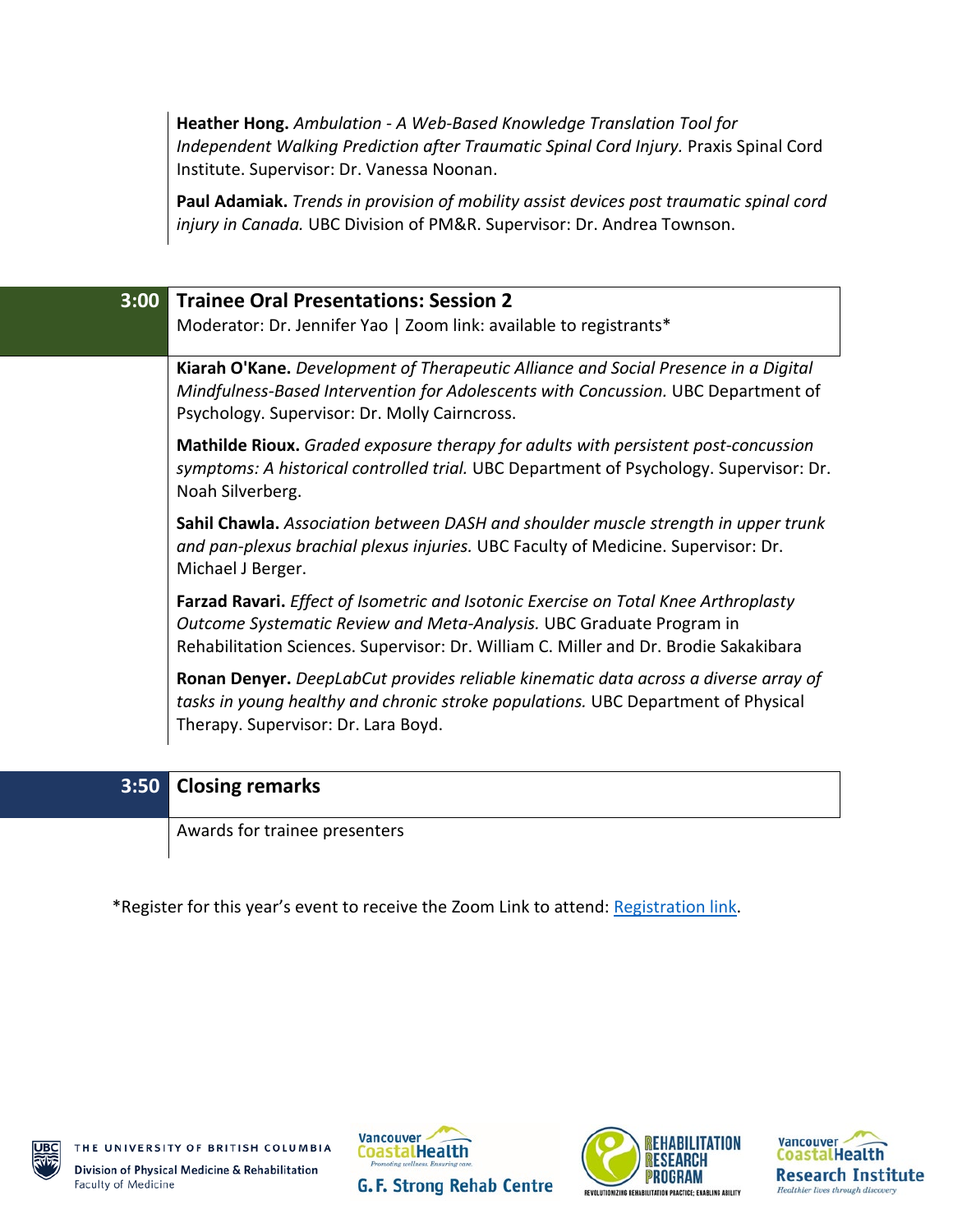**Heather Hong.** *Ambulation - A Web-Based Knowledge Translation Tool for Independent Walking Prediction after Traumatic Spinal Cord Injury.* Praxis Spinal Cord Institute. Supervisor: Dr. Vanessa Noonan.

**Paul Adamiak.** *Trends in provision of mobility assist devices post traumatic spinal cord injury in Canada.* UBC Division of PM&R. Supervisor: Dr. Andrea Townson.

## 3:00 Trainee Oral Presentations: Session 2

Moderator: Dr. Jennifer Yao | Zoom link: available to registrants*

**Kiarah O'Kane.** *Development of Therapeutic Alliance and Social Presence in a Digital Mindfulness-Based Intervention for Adolescents with Concussion.* UBC Department of Psychology. Supervisor: Dr. Molly Cairncross.

**Mathilde Rioux.** *Graded exposure therapy for adults with persistent post-concussion symptoms: A historical controlled trial.* UBC Department of Psychology. Supervisor: Dr. Noah Silverberg.

**Sahil Chawla.** *Association between DASH and shoulder muscle strength in upper trunk and pan-plexus brachial plexus injuries.* UBC Faculty of Medicine. Supervisor: Dr. Michael J Berger.

**Farzad Ravari.** *Effect of Isometric and Isotonic Exercise on Total Knee Arthroplasty Outcome Systematic Review and Meta-Analysis.* UBC Graduate Program in Rehabilitation Sciences. Supervisor: Dr. William C. Miller and Dr. Brodie Sakakibara

**Ronan Denyer.** *DeepLabCut provides reliable kinematic data across a diverse array of tasks in young healthy and chronic stroke populations.* UBC Department of Physical Therapy. Supervisor: Dr. Lara Boyd.

## 3:50 Closing remarks

Awards for trainee presenters

*Register for this year's event to receive the Zoom Link to attend: [Registration link](Registration link).

THE UNIVERSITY OF BRITISH COLUMBIA
Division of Physical Medicine & Rehabilitation
Faculty of Medicine

Vancouver CoastalHealth — G. F. Strong Rehab Centre

Rehabilitation Research Program

Vancouver CoastalHealth Research Institute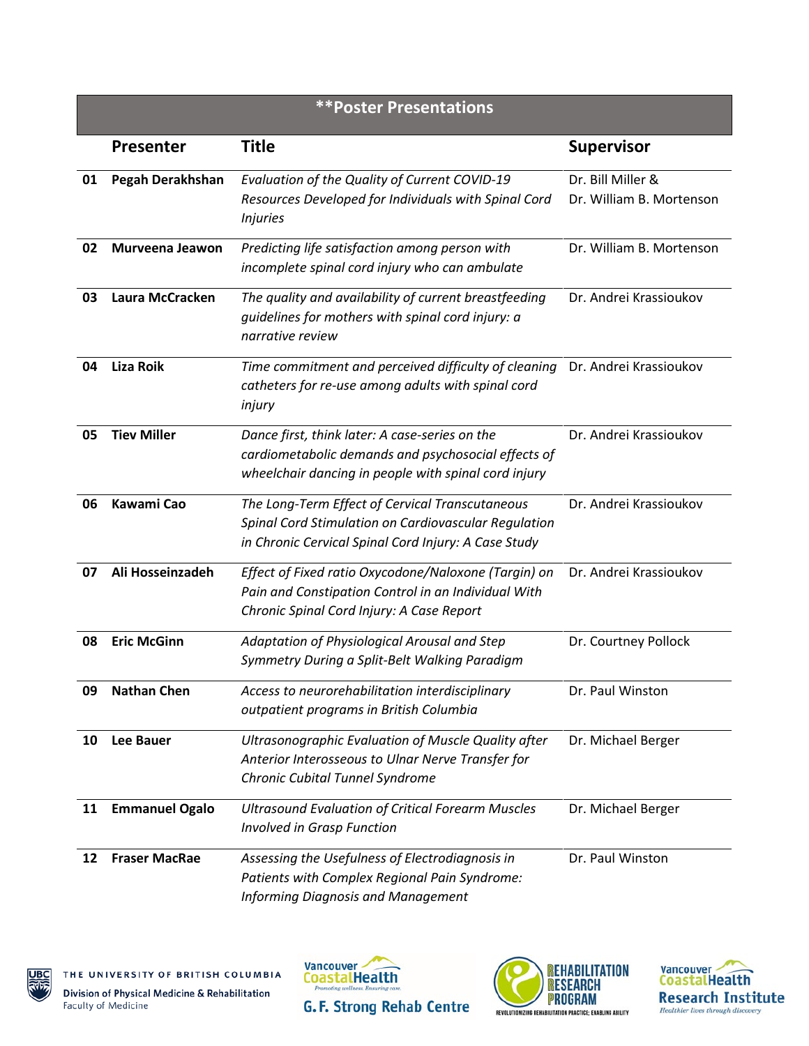| **Poster Presentations | | | |
|---|---|---|---|
| | **Presenter** | **Title** | **Supervisor** |
| **01** | **Pegah Derakhshan** | *Evaluation of the Quality of Current COVID-19 Resources Developed for Individuals with Spinal Cord Injuries* | Dr. Bill Miller & Dr. William B. Mortenson |
| **02** | **Murveena Jeawon** | *Predicting life satisfaction among person with incomplete spinal cord injury who can ambulate* | Dr. William B. Mortenson |
| **03** | **Laura McCracken** | *The quality and availability of current breastfeeding guidelines for mothers with spinal cord injury: a narrative review* | Dr. Andrei Krassioukov |
| **04** | **Liza Roik** | *Time commitment and perceived difficulty of cleaning catheters for re-use among adults with spinal cord injury* | Dr. Andrei Krassioukov |
| **05** | **Tiev Miller** | *Dance first, think later: A case-series on the cardiometabolic demands and psychosocial effects of wheelchair dancing in people with spinal cord injury* | Dr. Andrei Krassioukov |
| **06** | **Kawami Cao** | *The Long-Term Effect of Cervical Transcutaneous Spinal Cord Stimulation on Cardiovascular Regulation in Chronic Cervical Spinal Cord Injury: A Case Study* | Dr. Andrei Krassioukov |
| **07** | **Ali Hosseinzadeh** | *Effect of Fixed ratio Oxycodone/Naloxone (Targin) on Pain and Constipation Control in an Individual With Chronic Spinal Cord Injury: A Case Report* | Dr. Andrei Krassioukov |
| **08** | **Eric McGinn** | *Adaptation of Physiological Arousal and Step Symmetry During a Split-Belt Walking Paradigm* | Dr. Courtney Pollock |
| **09** | **Nathan Chen** | *Access to neurorehabilitation interdisciplinary outpatient programs in British Columbia* | Dr. Paul Winston |
| **10** | **Lee Bauer** | *Ultrasonographic Evaluation of Muscle Quality after Anterior Interosseous to Ulnar Nerve Transfer for Chronic Cubital Tunnel Syndrome* | Dr. Michael Berger |
| **11** | **Emmanuel Ogalo** | *Ultrasound Evaluation of Critical Forearm Muscles Involved in Grasp Function* | Dr. Michael Berger |
| **12** | **Fraser MacRae** | *Assessing the Usefulness of Electrodiagnosis in Patients with Complex Regional Pain Syndrome: Informing Diagnosis and Management* | Dr. Paul Winston |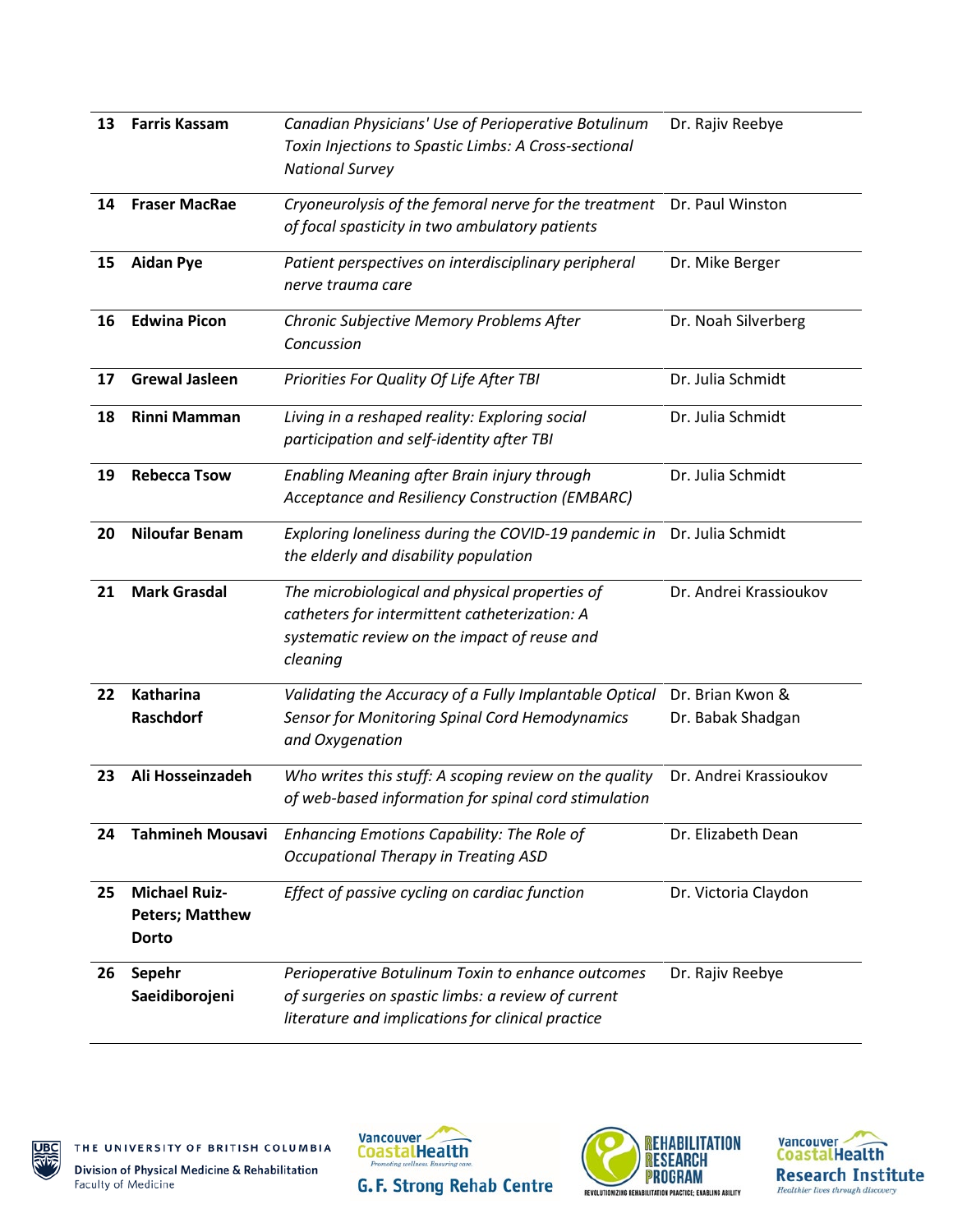| | | | |
|---|---|---|---|
| **13** | **Farris Kassam** | *Canadian Physicians' Use of Perioperative Botulinum Toxin Injections to Spastic Limbs: A Cross-sectional National Survey* | Dr. Rajiv Reebye |
| **14** | **Fraser MacRae** | *Cryoneurolysis of the femoral nerve for the treatment of focal spasticity in two ambulatory patients* | Dr. Paul Winston |
| **15** | **Aidan Pye** | *Patient perspectives on interdisciplinary peripheral nerve trauma care* | Dr. Mike Berger |
| **16** | **Edwina Picon** | *Chronic Subjective Memory Problems After Concussion* | Dr. Noah Silverberg |
| **17** | **Grewal Jasleen** | *Priorities For Quality Of Life After TBI* | Dr. Julia Schmidt |
| **18** | **Rinni Mamman** | *Living in a reshaped reality: Exploring social participation and self-identity after TBI* | Dr. Julia Schmidt |
| **19** | **Rebecca Tsow** | *Enabling Meaning after Brain injury through Acceptance and Resiliency Construction (EMBARC)* | Dr. Julia Schmidt |
| **20** | **Niloufar Benam** | *Exploring loneliness during the COVID-19 pandemic in the elderly and disability population* | Dr. Julia Schmidt |
| **21** | **Mark Grasdal** | *The microbiological and physical properties of catheters for intermittent catheterization: A systematic review on the impact of reuse and cleaning* | Dr. Andrei Krassioukov |
| **22** | **Katharina Raschdorf** | *Validating the Accuracy of a Fully Implantable Optical Sensor for Monitoring Spinal Cord Hemodynamics and Oxygenation* | Dr. Brian Kwon & Dr. Babak Shadgan |
| **23** | **Ali Hosseinzadeh** | *Who writes this stuff: A scoping review on the quality of web-based information for spinal cord stimulation* | Dr. Andrei Krassioukov |
| **24** | **Tahmineh Mousavi** | *Enhancing Emotions Capability: The Role of Occupational Therapy in Treating ASD* | Dr. Elizabeth Dean |
| **25** | **Michael Ruiz-Peters; Matthew Dorto** | *Effect of passive cycling on cardiac function* | Dr. Victoria Claydon |
| **26** | **Sepehr Saeidiborojeni** | *Perioperative Botulinum Toxin to enhance outcomes of surgeries on spastic limbs: a review of current literature and implications for clinical practice* | Dr. Rajiv Reebye |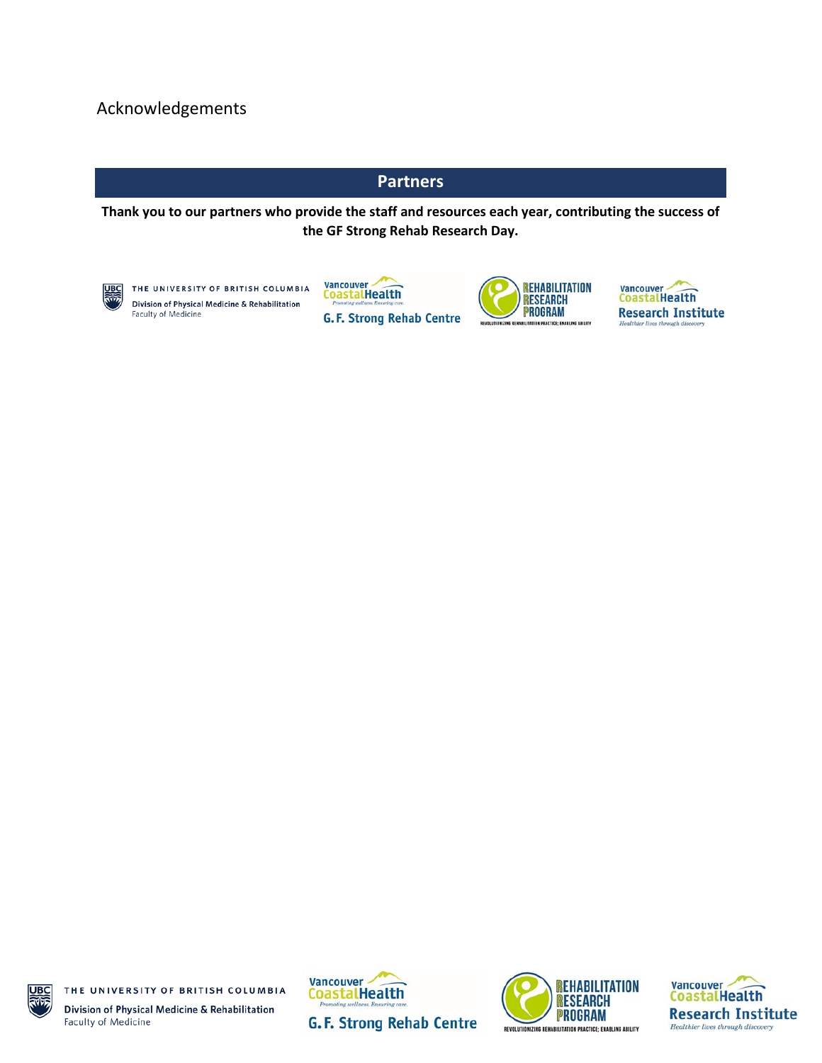# Acknowledgements

## Partners

**Thank you to our partners who provide the staff and resources each year, contributing the success of the GF Strong Rehab Research Day.**

THE UNIVERSITY OF BRITISH COLUMBIA
Division of Physical Medicine & Rehabilitation
Faculty of Medicine

Vancouver CoastalHealth
Promoting wellness. Ensuring care.
G.F. Strong Rehab Centre

REHABILITATION RESEARCH PROGRAM
REVOLUTIONIZING REHABILITATION PRACTICE; ENABLING ABILITY

Vancouver CoastalHealth
Research Institute
Healthier lives through discovery